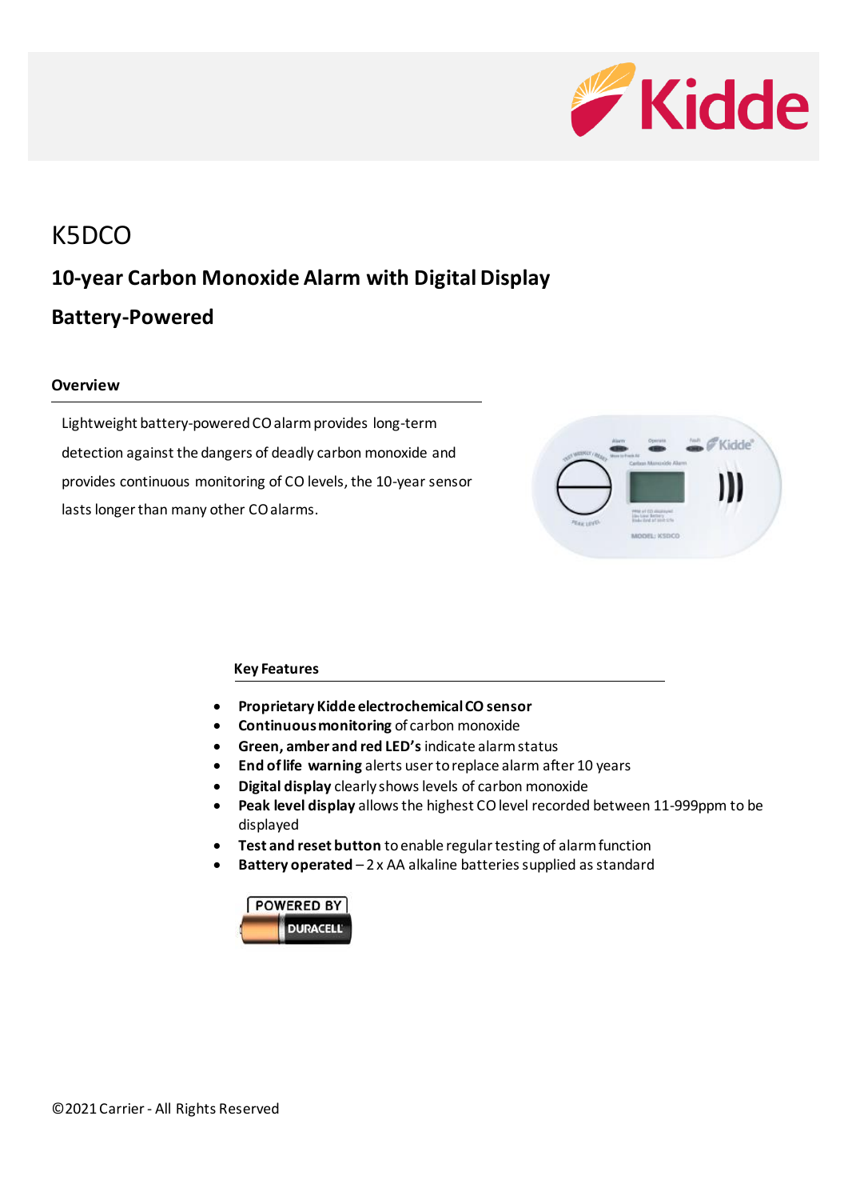# K5DCO

## 10-year Carbon Monoxide Alarm with Digital Display

## Battery-Powered

### Overview

Lightweight battery-powered CO alarm provides long-term detection against the dangers of deadly carbon monoxide and provides continuous monitoring of CO levels, the 10-year sensor lasts longer than many other CO alarms.

### Key Features

- **Proprietary Kidde electrochemical CO sensor**
- **Continuous monitoring** of carbon monoxide
- **Green, amber and red LED's** indicate alarm status
- **End of life warning** alerts user to replace alarm after 10 years
- **Digital display** clearly shows levels of carbon monoxide
- **Peak level display** allows the highest CO level recorded between 11-999ppm to be displayed
- **Test and reset button** to enable regular testing of alarm function
- **Battery operated** – 2 x AA alkaline batteries supplied as standard

POWERED BY DURACELL

©2021 Carrier - All Rights Reserved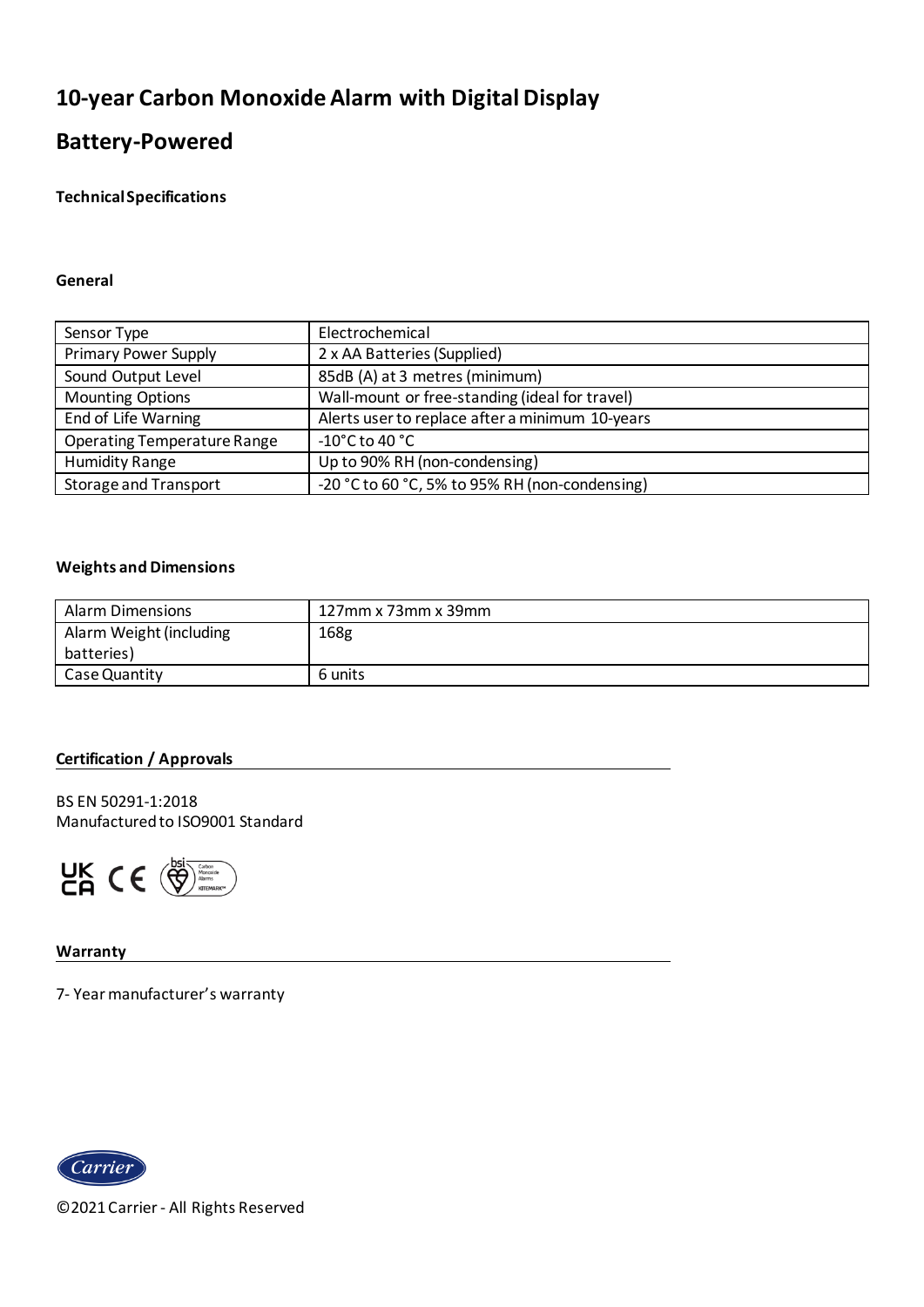# 10-year Carbon Monoxide Alarm with Digital Display

# Battery-Powered

**Technical Specifications**

**General**

| | |
|---|---|
| Sensor Type | Electrochemical |
| Primary Power Supply | 2 x AA Batteries (Supplied) |
| Sound Output Level | 85dB (A) at 3 metres (minimum) |
| Mounting Options | Wall-mount or free-standing (ideal for travel) |
| End of Life Warning | Alerts user to replace after a minimum 10-years |
| Operating Temperature Range | -10°C to 40 °C |
| Humidity Range | Up to 90% RH (non-condensing) |
| Storage and Transport | -20 °C to 60 °C, 5% to 95% RH (non-condensing) |

**Weights and Dimensions**

| | |
|---|---|
| Alarm Dimensions | 127mm x 73mm x 39mm |
| Alarm Weight (including batteries) | 168g |
| Case Quantity | 6 units |

**Certification / Approvals**

BS EN 50291-1:2018
Manufactured to ISO9001 Standard

**Warranty**

7- Year manufacturer's warranty

©2021 Carrier - All Rights Reserved